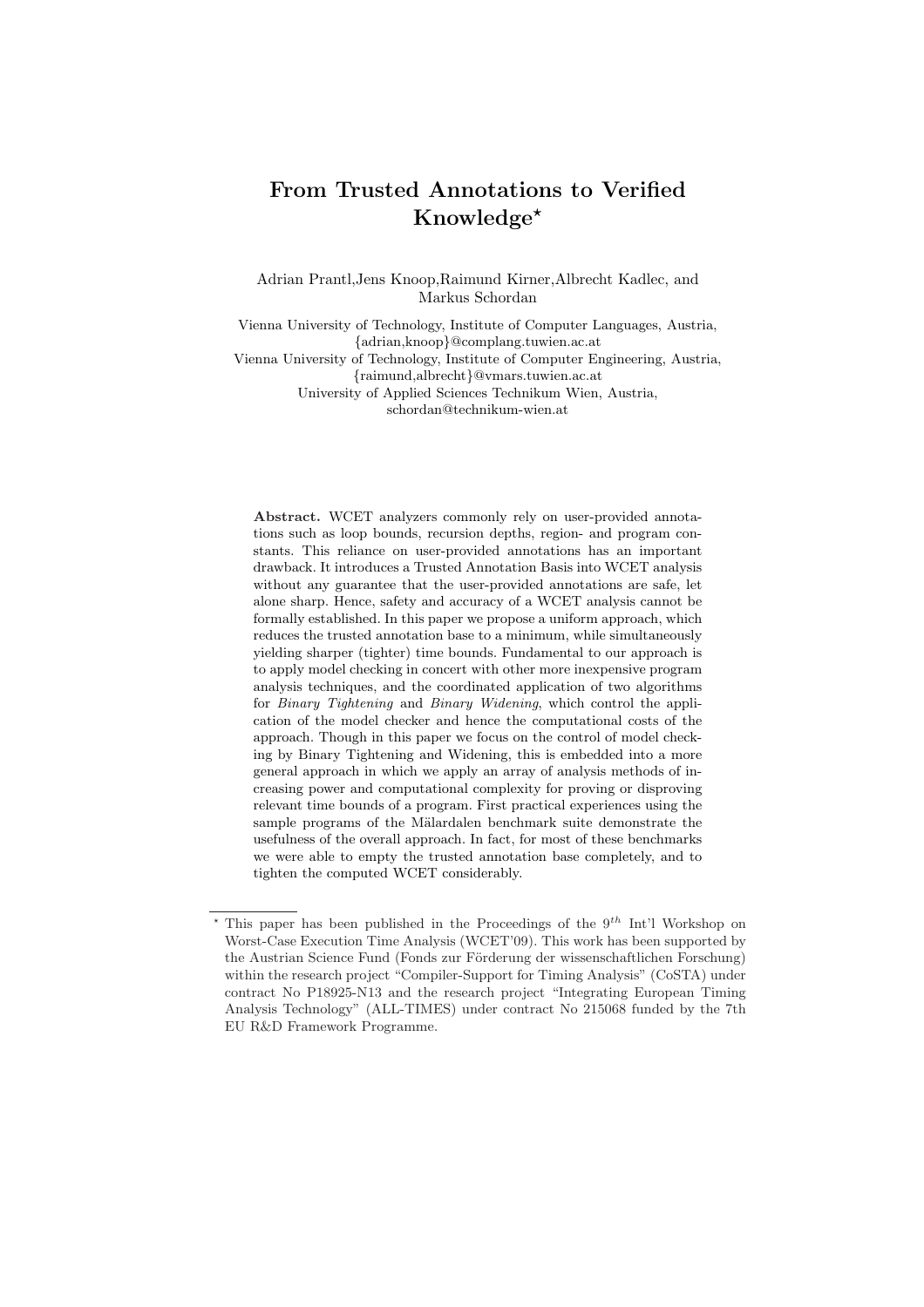# From Trusted Annotations to Verified Knowledge*

Adrian Prantl,Jens Knoop,Raimund Kirner,Albrecht Kadlec, and Markus Schordan

Vienna University of Technology, Institute of Computer Languages, Austria, {adrian,knoop}@complang.tuwien.ac.at
Vienna University of Technology, Institute of Computer Engineering, Austria, {raimund,albrecht}@vmars.tuwien.ac.at
University of Applied Sciences Technikum Wien, Austria, schordan@technikum-wien.at

**Abstract.** WCET analyzers commonly rely on user-provided annotations such as loop bounds, recursion depths, region- and program constants. This reliance on user-provided annotations has an important drawback. It introduces a Trusted Annotation Basis into WCET analysis without any guarantee that the user-provided annotations are safe, let alone sharp. Hence, safety and accuracy of a WCET analysis cannot be formally established. In this paper we propose a uniform approach, which reduces the trusted annotation base to a minimum, while simultaneously yielding sharper (tighter) time bounds. Fundamental to our approach is to apply model checking in concert with other more inexpensive program analysis techniques, and the coordinated application of two algorithms for *Binary Tightening* and *Binary Widening*, which control the application of the model checker and hence the computational costs of the approach. Though in this paper we focus on the control of model checking by Binary Tightening and Widening, this is embedded into a more general approach in which we apply an array of analysis methods of increasing power and computational complexity for proving or disproving relevant time bounds of a program. First practical experiences using the sample programs of the Mälardalen benchmark suite demonstrate the usefulness of the overall approach. In fact, for most of these benchmarks we were able to empty the trusted annotation base completely, and to tighten the computed WCET considerably.

---

* This paper has been published in the Proceedings of the $9^{th}$ Int'l Workshop on Worst-Case Execution Time Analysis (WCET'09). This work has been supported by the Austrian Science Fund (Fonds zur Förderung der wissenschaftlichen Forschung) within the research project "Compiler-Support for Timing Analysis" (CoSTA) under contract No P18925-N13 and the research project "Integrating European Timing Analysis Technology" (ALL-TIMES) under contract No 215068 funded by the 7th EU R&D Framework Programme.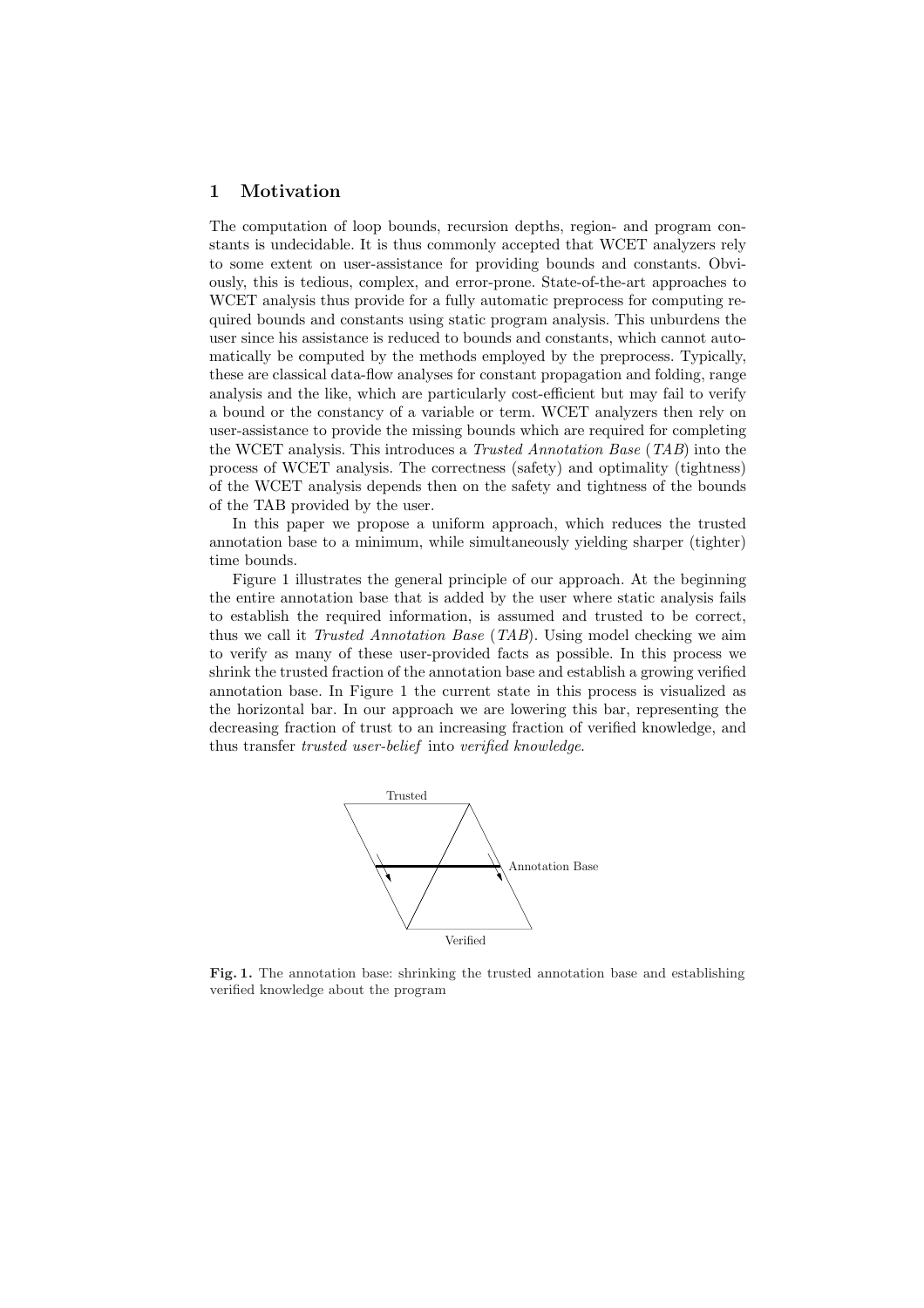## 1 Motivation

The computation of loop bounds, recursion depths, region- and program constants is undecidable. It is thus commonly accepted that WCET analyzers rely to some extent on user-assistance for providing bounds and constants. Obviously, this is tedious, complex, and error-prone. State-of-the-art approaches to WCET analysis thus provide for a fully automatic preprocess for computing required bounds and constants using static program analysis. This unburdens the user since his assistance is reduced to bounds and constants, which cannot automatically be computed by the methods employed by the preprocess. Typically, these are classical data-flow analyses for constant propagation and folding, range analysis and the like, which are particularly cost-efficient but may fail to verify a bound or the constancy of a variable or term. WCET analyzers then rely on user-assistance to provide the missing bounds which are required for completing the WCET analysis. This introduces a *Trusted Annotation Base* (*TAB*) into the process of WCET analysis. The correctness (safety) and optimality (tightness) of the WCET analysis depends then on the safety and tightness of the bounds of the TAB provided by the user.

In this paper we propose a uniform approach, which reduces the trusted annotation base to a minimum, while simultaneously yielding sharper (tighter) time bounds.

Figure 1 illustrates the general principle of our approach. At the beginning the entire annotation base that is added by the user where static analysis fails to establish the required information, is assumed and trusted to be correct, thus we call it *Trusted Annotation Base* (*TAB*). Using model checking we aim to verify as many of these user-provided facts as possible. In this process we shrink the trusted fraction of the annotation base and establish a growing verified annotation base. In Figure 1 the current state in this process is visualized as the horizontal bar. In our approach we are lowering this bar, representing the decreasing fraction of trust to an increasing fraction of verified knowledge, and thus transfer *trusted user-belief* into *verified knowledge.*

Trusted

Annotation Base

Verified

**Fig. 1.** The annotation base: shrinking the trusted annotation base and establishing verified knowledge about the program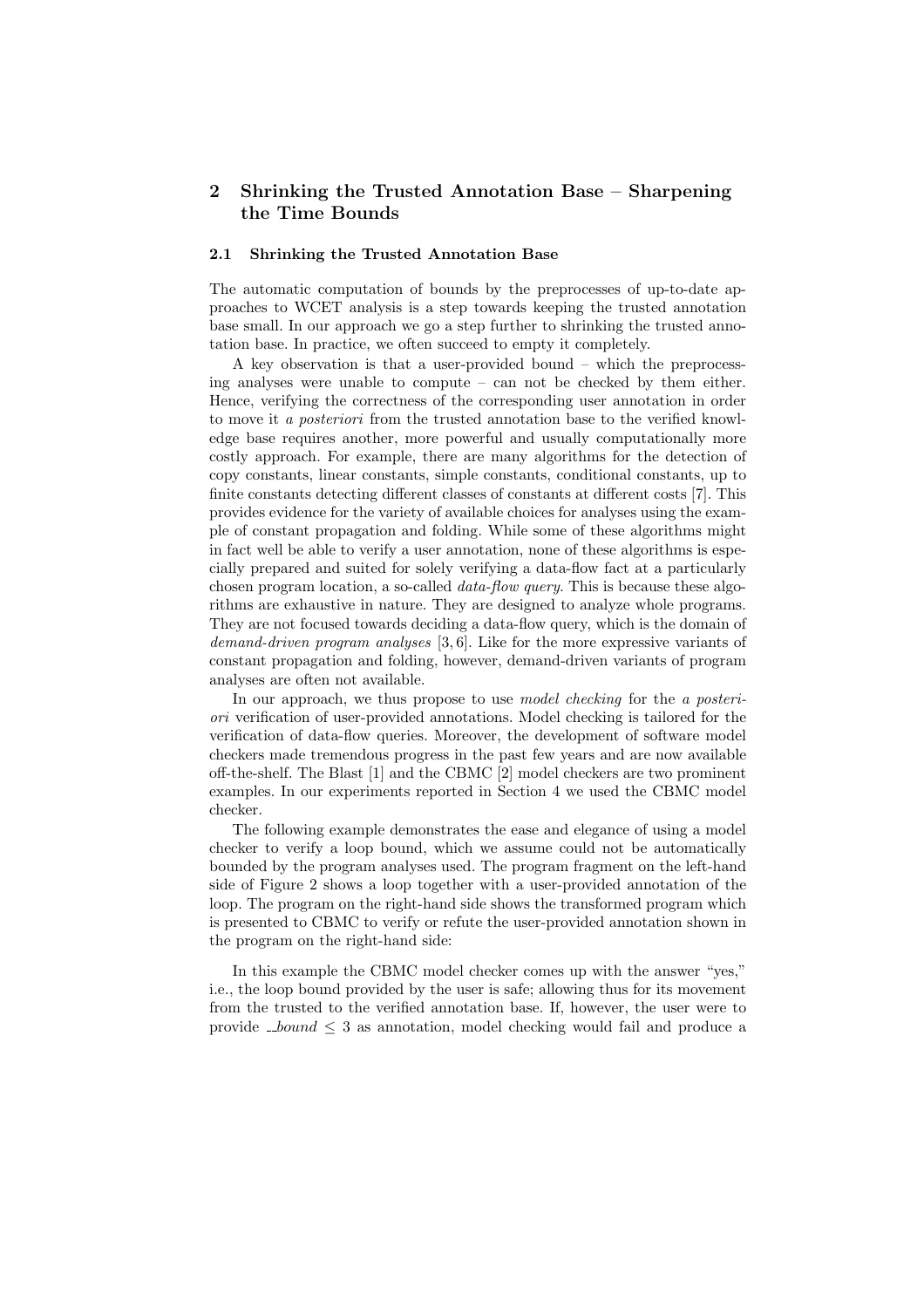## 2 Shrinking the Trusted Annotation Base – Sharpening the Time Bounds

### 2.1 Shrinking the Trusted Annotation Base

The automatic computation of bounds by the preprocesses of up-to-date approaches to WCET analysis is a step towards keeping the trusted annotation base small. In our approach we go a step further to shrinking the trusted annotation base. In practice, we often succeed to empty it completely.

A key observation is that a user-provided bound – which the preprocessing analyses were unable to compute – can not be checked by them either. Hence, verifying the correctness of the corresponding user annotation in order to move it *a posteriori* from the trusted annotation base to the verified knowledge base requires another, more powerful and usually computationally more costly approach. For example, there are many algorithms for the detection of copy constants, linear constants, simple constants, conditional constants, up to finite constants detecting different classes of constants at different costs [7]. This provides evidence for the variety of available choices for analyses using the example of constant propagation and folding. While some of these algorithms might in fact well be able to verify a user annotation, none of these algorithms is especially prepared and suited for solely verifying a data-flow fact at a particularly chosen program location, a so-called *data-flow query*. This is because these algorithms are exhaustive in nature. They are designed to analyze whole programs. They are not focused towards deciding a data-flow query, which is the domain of *demand-driven program analyses* [3, 6]. Like for the more expressive variants of constant propagation and folding, however, demand-driven variants of program analyses are often not available.

In our approach, we thus propose to use *model checking* for the *a posteriori* verification of user-provided annotations. Model checking is tailored for the verification of data-flow queries. Moreover, the development of software model checkers made tremendous progress in the past few years and are now available off-the-shelf. The Blast [1] and the CBMC [2] model checkers are two prominent examples. In our experiments reported in Section 4 we used the CBMC model checker.

The following example demonstrates the ease and elegance of using a model checker to verify a loop bound, which we assume could not be automatically bounded by the program analyses used. The program fragment on the left-hand side of Figure 2 shows a loop together with a user-provided annotation of the loop. The program on the right-hand side shows the transformed program which is presented to CBMC to verify or refute the user-provided annotation shown in the program on the right-hand side:

In this example the CBMC model checker comes up with the answer "yes," i.e., the loop bound provided by the user is safe; allowing thus for its movement from the trusted to the verified annotation base. If, however, the user were to provide *__bound* $\leq 3$ as annotation, model checking would fail and produce a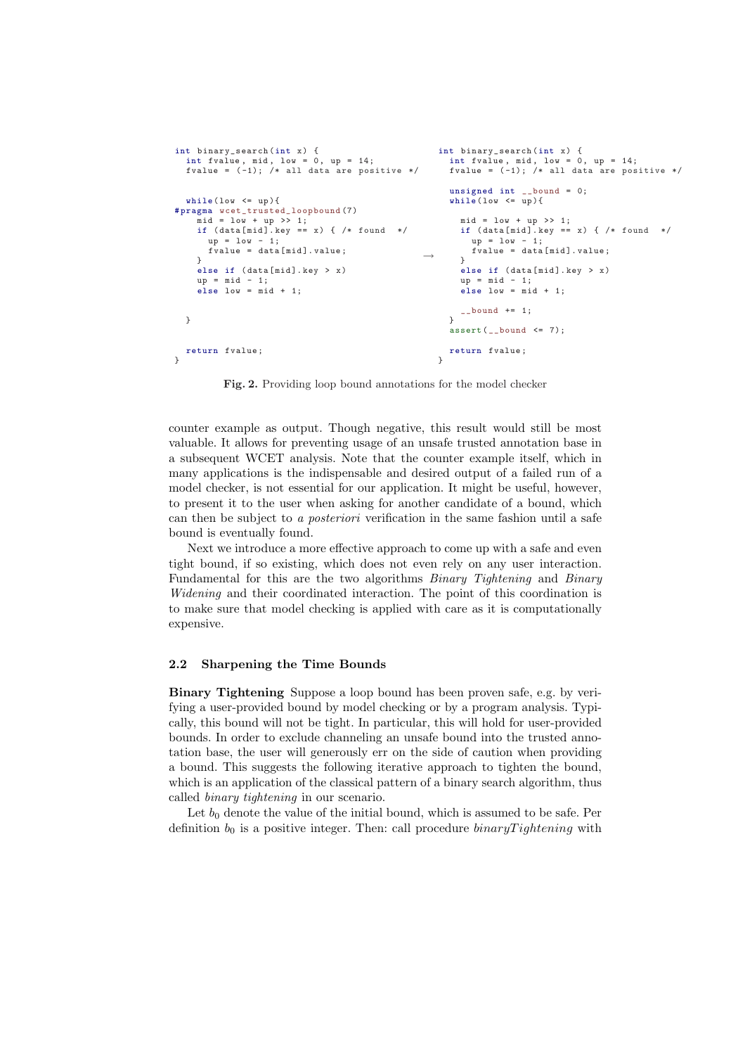```c
int binary_search(int x) {
  int fvalue, mid, low = 0, up = 14;
  fvalue = (-1); /* all data are positive */


  while(low <= up){
#pragma wcet_trusted_loopbound(7)
    mid = low + up >> 1;
    if (data[mid].key == x) { /* found  */
      up = low - 1;
      fvalue = data[mid].value;
    }
    else if (data[mid].key > x)
    up = mid - 1;
    else low = mid + 1;


  }


  return fvalue;
}
```

→

```c
int binary_search(int x) {
  int fvalue, mid, low = 0, up = 14;
  fvalue = (-1); /* all data are positive */

  unsigned int __bound = 0;
  while(low <= up){

    mid = low + up >> 1;
    if (data[mid].key == x) { /* found  */
      up = low - 1;
      fvalue = data[mid].value;
    }
    else if (data[mid].key > x)
    up = mid - 1;
    else low = mid + 1;

    __bound += 1;
  }
  assert(__bound <= 7);

  return fvalue;
}
```

**Fig. 2.** Providing loop bound annotations for the model checker

counter example as output. Though negative, this result would still be most valuable. It allows for preventing usage of an unsafe trusted annotation base in a subsequent WCET analysis. Note that the counter example itself, which in many applications is the indispensable and desired output of a failed run of a model checker, is not essential for our application. It might be useful, however, to present it to the user when asking for another candidate of a bound, which can then be subject to *a posteriori* verification in the same fashion until a safe bound is eventually found.

Next we introduce a more effective approach to come up with a safe and even tight bound, if so existing, which does not even rely on any user interaction. Fundamental for this are the two algorithms *Binary Tightening* and *Binary Widening* and their coordinated interaction. The point of this coordination is to make sure that model checking is applied with care as it is computationally expensive.

### 2.2 Sharpening the Time Bounds

**Binary Tightening** Suppose a loop bound has been proven safe, e.g. by verifying a user-provided bound by model checking or by a program analysis. Typically, this bound will not be tight. In particular, this will hold for user-provided bounds. In order to exclude channeling an unsafe bound into the trusted annotation base, the user will generously err on the side of caution when providing a bound. This suggests the following iterative approach to tighten the bound, which is an application of the classical pattern of a binary search algorithm, thus called *binary tightening* in our scenario.

Let $b_0$ denote the value of the initial bound, which is assumed to be safe. Per definition $b_0$ is a positive integer. Then: call procedure *binaryTightening* with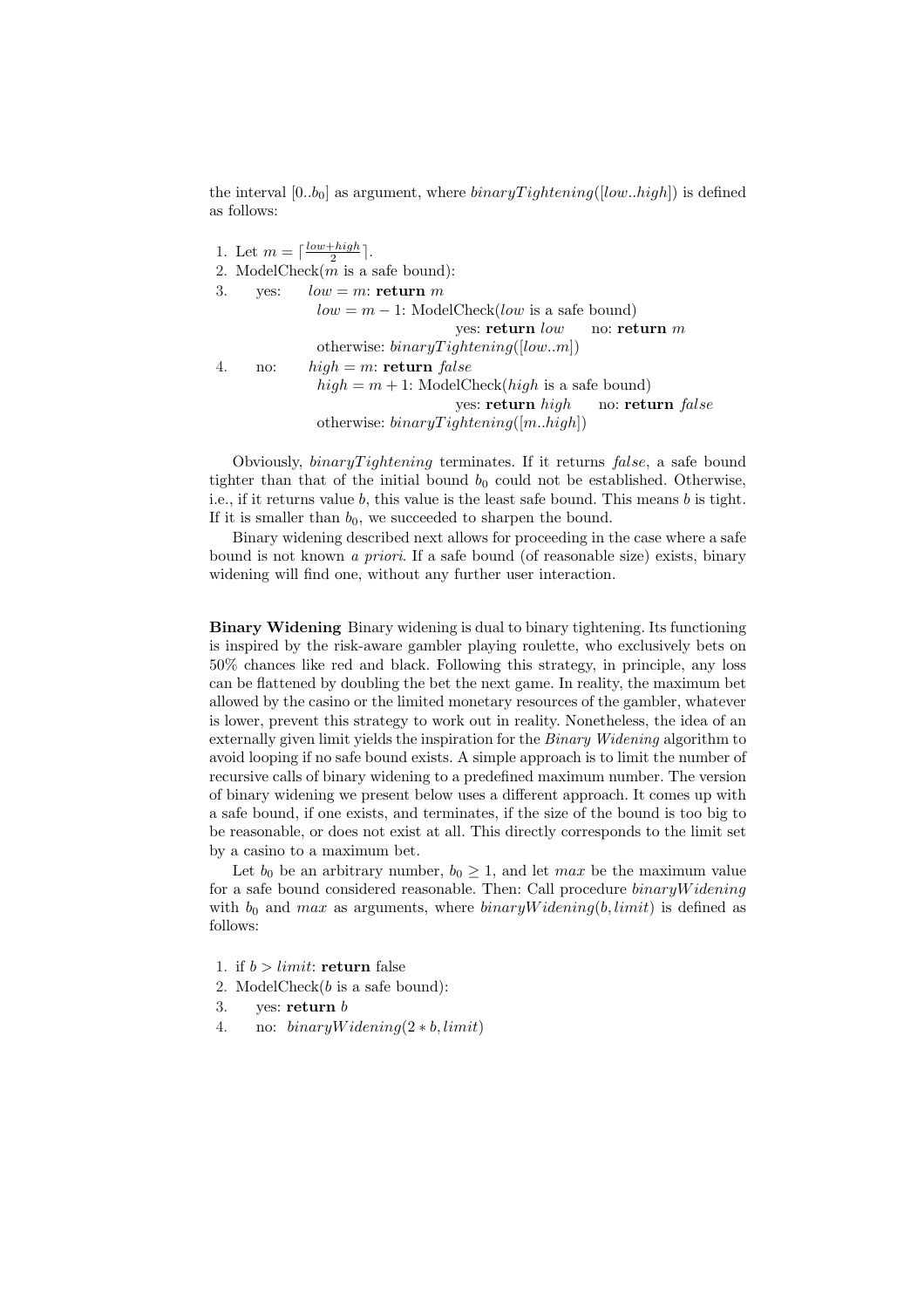the interval $[0..b_0]$ as argument, where $binaryTightening([low..high])$ is defined as follows:

1. Let $m = \lceil \frac{low+high}{2} \rceil$.
2. ModelCheck($m$ is a safe bound):
3. yes: $low = m$: **return** $m$
   $low = m - 1$: ModelCheck($low$ is a safe bound)
   yes: **return** $low$ no: **return** $m$
   otherwise: $binaryTightening([low..m])$
4. no: $high = m$: **return** *false*
   $high = m + 1$: ModelCheck($high$ is a safe bound)
   yes: **return** $high$ no: **return** *false*
   otherwise: $binaryTightening([m..high])$

Obviously, *binaryTightening* terminates. If it returns *false*, a safe bound tighter than that of the initial bound $b_0$ could not be established. Otherwise, i.e., if it returns value $b$, this value is the least safe bound. This means $b$ is tight. If it is smaller than $b_0$, we succeeded to sharpen the bound.

Binary widening described next allows for proceeding in the case where a safe bound is not known *a priori*. If a safe bound (of reasonable size) exists, binary widening will find one, without any further user interaction.

**Binary Widening** Binary widening is dual to binary tightening. Its functioning is inspired by the risk-aware gambler playing roulette, who exclusively bets on 50% chances like red and black. Following this strategy, in principle, any loss can be flattened by doubling the bet the next game. In reality, the maximum bet allowed by the casino or the limited monetary resources of the gambler, whatever is lower, prevent this strategy to work out in reality. Nonetheless, the idea of an externally given limit yields the inspiration for the *Binary Widening* algorithm to avoid looping if no safe bound exists. A simple approach is to limit the number of recursive calls of binary widening to a predefined maximum number. The version of binary widening we present below uses a different approach. It comes up with a safe bound, if one exists, and terminates, if the size of the bound is too big to be reasonable, or does not exist at all. This directly corresponds to the limit set by a casino to a maximum bet.

Let $b_0$ be an arbitrary number, $b_0 \geq 1$, and let $max$ be the maximum value for a safe bound considered reasonable. Then: Call procedure $binaryWidening$ with $b_0$ and $max$ as arguments, where $binaryWidening(b, limit)$ is defined as follows:

1. if $b > limit$: **return** false
2. ModelCheck($b$ is a safe bound):
3. yes: **return** $b$
4. no: $binaryWidening(2 * b, limit)$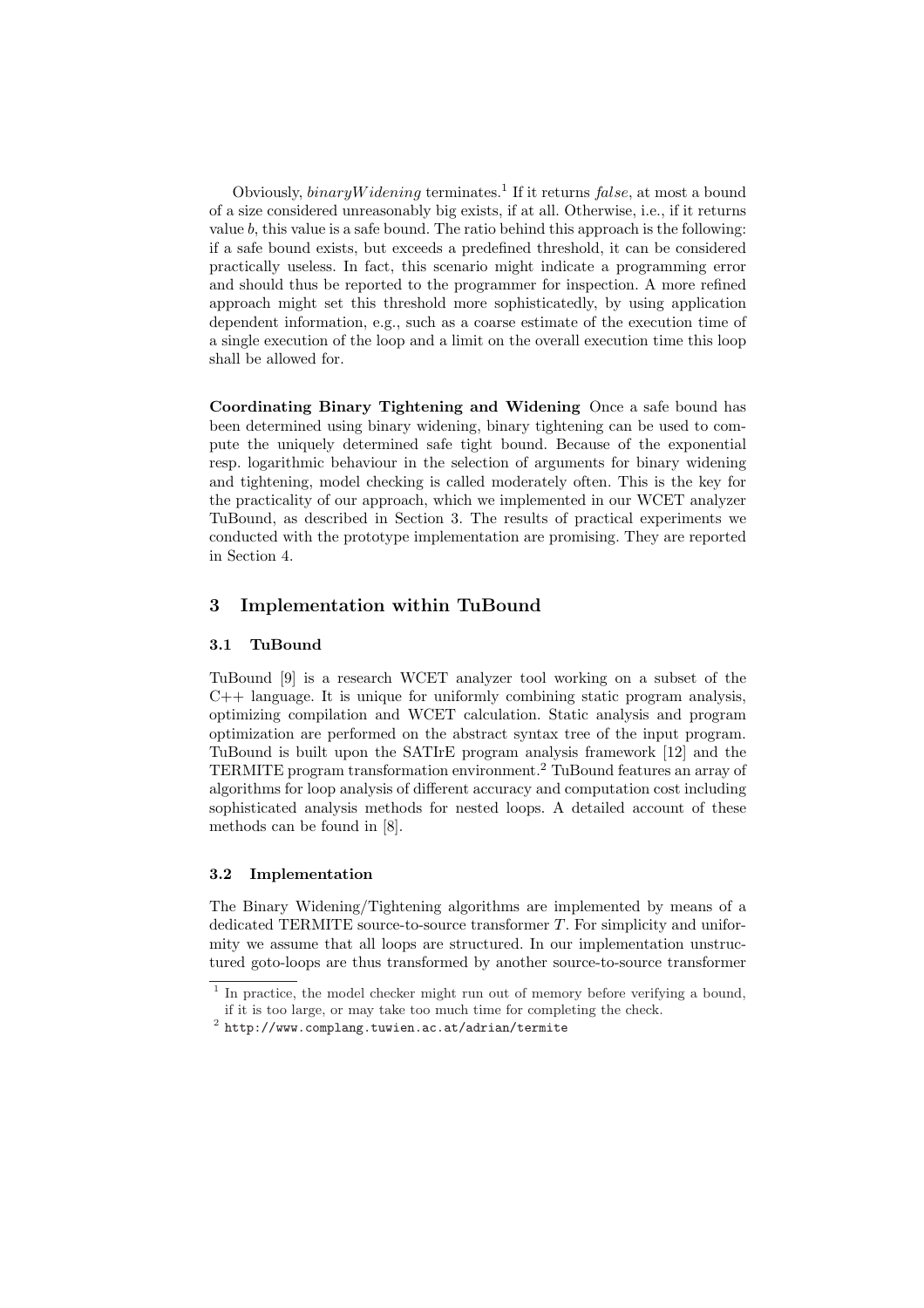Obviously, *binaryWidening* terminates.[1] If it returns *false*, at most a bound of a size considered unreasonably big exists, if at all. Otherwise, i.e., if it returns value $b$, this value is a safe bound. The ratio behind this approach is the following: if a safe bound exists, but exceeds a predefined threshold, it can be considered practically useless. In fact, this scenario might indicate a programming error and should thus be reported to the programmer for inspection. A more refined approach might set this threshold more sophisticatedly, by using application dependent information, e.g., such as a coarse estimate of the execution time of a single execution of the loop and a limit on the overall execution time this loop shall be allowed for.

**Coordinating Binary Tightening and Widening** Once a safe bound has been determined using binary widening, binary tightening can be used to compute the uniquely determined safe tight bound. Because of the exponential resp. logarithmic behaviour in the selection of arguments for binary widening and tightening, model checking is called moderately often. This is the key for the practicality of our approach, which we implemented in our WCET analyzer TuBound, as described in Section 3. The results of practical experiments we conducted with the prototype implementation are promising. They are reported in Section 4.

## 3 Implementation within TuBound

### 3.1 TuBound

TuBound [9] is a research WCET analyzer tool working on a subset of the C++ language. It is unique for uniformly combining static program analysis, optimizing compilation and WCET calculation. Static analysis and program optimization are performed on the abstract syntax tree of the input program. TuBound is built upon the SATIrE program analysis framework [12] and the TERMITE program transformation environment.[2] TuBound features an array of algorithms for loop analysis of different accuracy and computation cost including sophisticated analysis methods for nested loops. A detailed account of these methods can be found in [8].

### 3.2 Implementation

The Binary Widening/Tightening algorithms are implemented by means of a dedicated TERMITE source-to-source transformer $T$. For simplicity and uniformity we assume that all loops are structured. In our implementation unstructured goto-loops are thus transformed by another source-to-source transformer

---

[1] In practice, the model checker might run out of memory before verifying a bound, if it is too large, or may take too much time for completing the check.

[2] http://www.complang.tuwien.ac.at/adrian/termite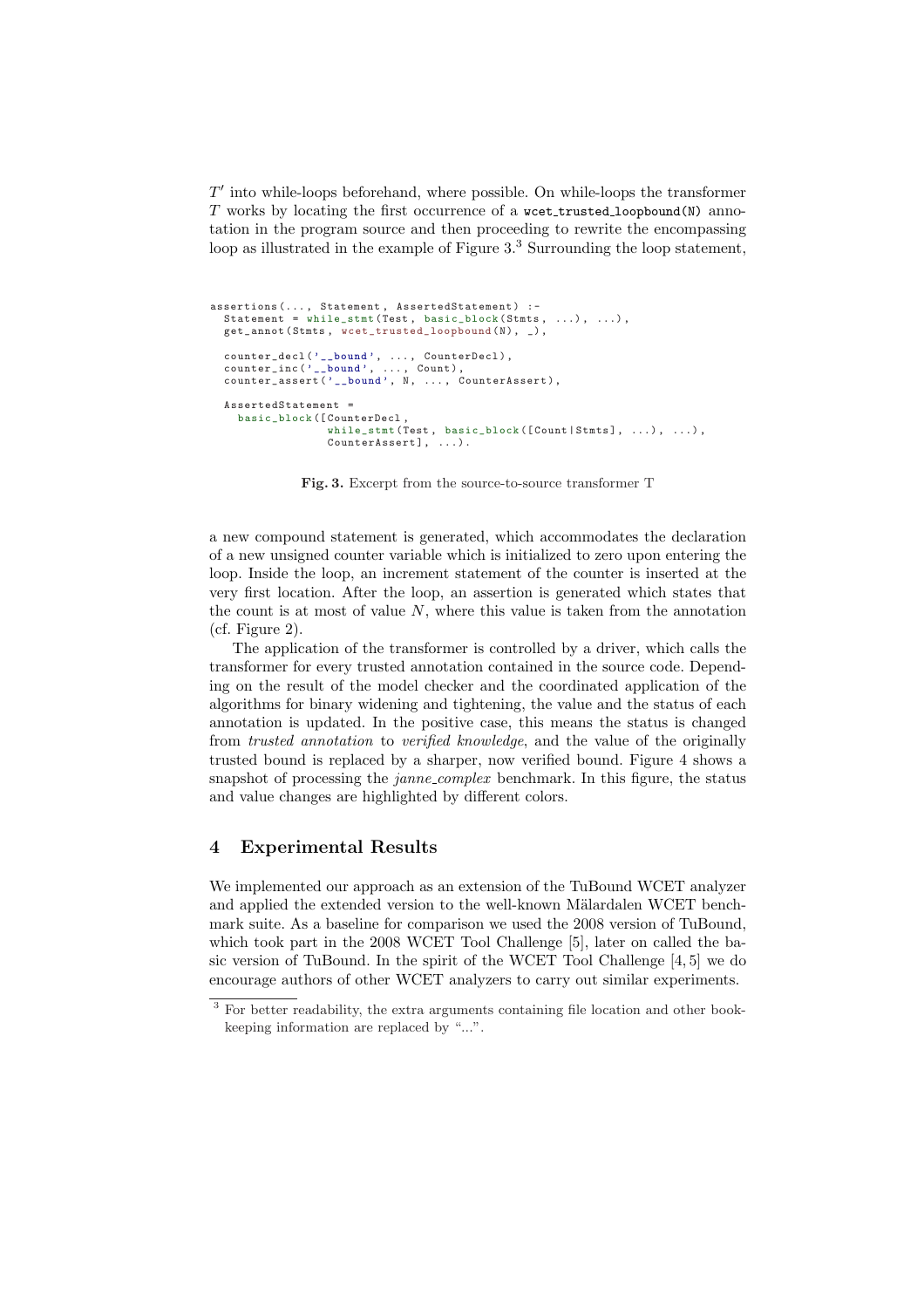$T'$ into while-loops beforehand, where possible. On while-loops the transformer $T$ works by locating the first occurrence of a `wcet_trusted_loopbound(N)` annotation in the program source and then proceeding to rewrite the encompassing loop as illustrated in the example of Figure 3.[3] Surrounding the loop statement,

```
assertions(..., Statement, AssertedStatement) :-
  Statement = while_stmt(Test, basic_block(Stmts, ...), ...),
  get_annot(Stmts, wcet_trusted_loopbound(N), _),

  counter_decl('__bound', ..., CounterDecl),
  counter_inc('__bound', ..., Count),
  counter_assert('__bound', N, ..., CounterAssert),

  AssertedStatement =
    basic_block([CounterDecl,
                 while_stmt(Test, basic_block([Count|Stmts], ...), ...),
                 CounterAssert], ...).
```

**Fig. 3.** Excerpt from the source-to-source transformer T

a new compound statement is generated, which accommodates the declaration of a new unsigned counter variable which is initialized to zero upon entering the loop. Inside the loop, an increment statement of the counter is inserted at the very first location. After the loop, an assertion is generated which states that the count is at most of value $N$, where this value is taken from the annotation (cf. Figure 2).

The application of the transformer is controlled by a driver, which calls the transformer for every trusted annotation contained in the source code. Depending on the result of the model checker and the coordinated application of the algorithms for binary widening and tightening, the value and the status of each annotation is updated. In the positive case, this means the status is changed from *trusted annotation* to *verified knowledge*, and the value of the originally trusted bound is replaced by a sharper, now verified bound. Figure 4 shows a snapshot of processing the *janne_complex* benchmark. In this figure, the status and value changes are highlighted by different colors.

## 4 Experimental Results

We implemented our approach as an extension of the TuBound WCET analyzer and applied the extended version to the well-known Mälardalen WCET benchmark suite. As a baseline for comparison we used the 2008 version of TuBound, which took part in the 2008 WCET Tool Challenge [5], later on called the basic version of TuBound. In the spirit of the WCET Tool Challenge [4, 5] we do encourage authors of other WCET analyzers to carry out similar experiments.

[3] For better readability, the extra arguments containing file location and other bookkeeping information are replaced by "...".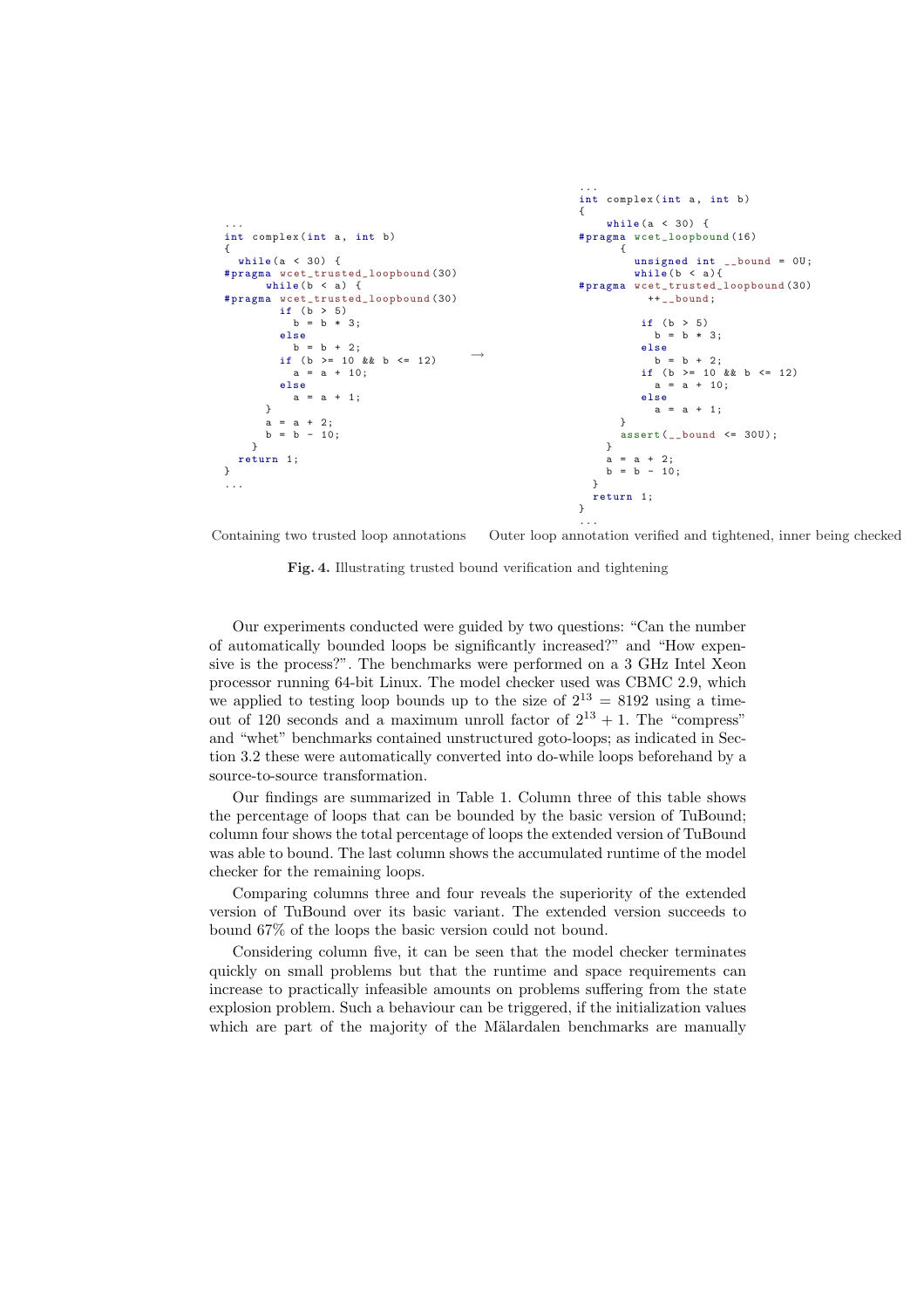```c
...
int complex(int a, int b)
{
  while(a < 30) {
#pragma wcet_trusted_loopbound(30)
      while(b < a) {
#pragma wcet_trusted_loopbound(30)
          if (b > 5)
            b = b * 3;
          else
            b = b + 2;
          if (b >= 10 && b <= 12)
            a = a + 10;
          else
            a = a + 1;
      }
      a = a + 2;
      b = b - 10;
    }
  return 1;
}
...
```

→

```c
...
int complex(int a, int b)
{
    while(a < 30) {
#pragma wcet_loopbound(16)
      {
        unsigned int __bound = 0U;
        while(b < a){
#pragma wcet_trusted_loopbound(30)
          ++__bound;

          if (b > 5)
            b = b * 3;
          else
            b = b + 2;
          if (b >= 10 && b <= 12)
            a = a + 10;
          else
            a = a + 1;
        }
        assert(__bound <= 30U);
      }
      a = a + 2;
      b = b - 10;
    }
  return 1;
}
...
```

Containing two trusted loop annotations — Outer loop annotation verified and tightened, inner being checked

**Fig. 4.** Illustrating trusted bound verification and tightening

Our experiments conducted were guided by two questions: "Can the number of automatically bounded loops be significantly increased?" and "How expensive is the process?". The benchmarks were performed on a 3 GHz Intel Xeon processor running 64-bit Linux. The model checker used was CBMC 2.9, which we applied to testing loop bounds up to the size of $2^{13} = 8192$ using a timeout of 120 seconds and a maximum unroll factor of $2^{13} + 1$. The "compress" and "whet" benchmarks contained unstructured goto-loops; as indicated in Section 3.2 these were automatically converted into do-while loops beforehand by a source-to-source transformation.

Our findings are summarized in Table 1. Column three of this table shows the percentage of loops that can be bounded by the basic version of TuBound; column four shows the total percentage of loops the extended version of TuBound was able to bound. The last column shows the accumulated runtime of the model checker for the remaining loops.

Comparing columns three and four reveals the superiority of the extended version of TuBound over its basic variant. The extended version succeeds to bound 67% of the loops the basic version could not bound.

Considering column five, it can be seen that the model checker terminates quickly on small problems but that the runtime and space requirements can increase to practically infeasible amounts on problems suffering from the state explosion problem. Such a behaviour can be triggered, if the initialization values which are part of the majority of the Mälardalen benchmarks are manually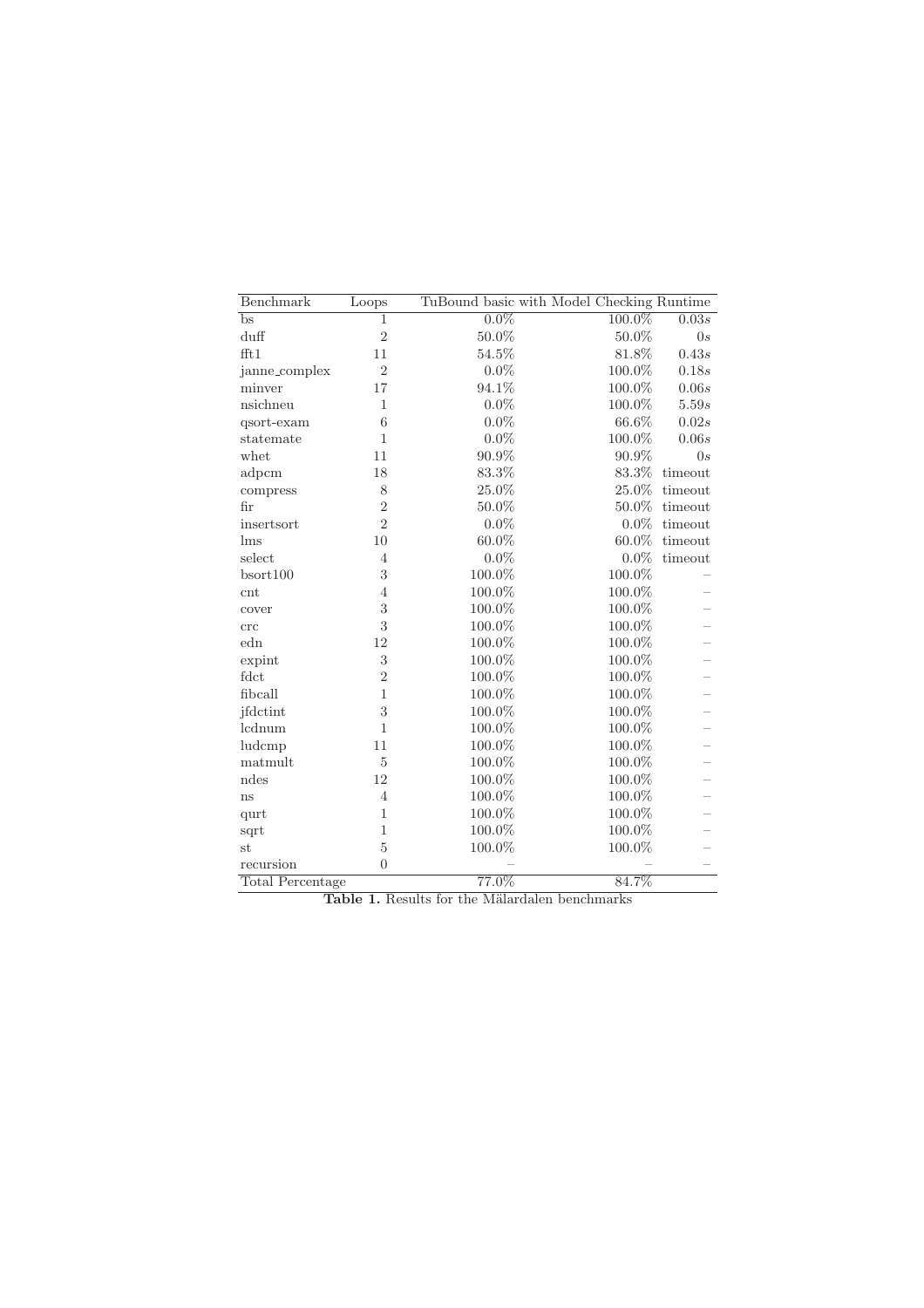| Benchmark | Loops | TuBound basic | with Model Checking | Runtime |
|---|---|---|---|---|
| bs | 1 | 0.0% | 100.0% | 0.03*s* |
| duff | 2 | 50.0% | 50.0% | 0*s* |
| fft1 | 11 | 54.5% | 81.8% | 0.43*s* |
| janne_complex | 2 | 0.0% | 100.0% | 0.18*s* |
| minver | 17 | 94.1% | 100.0% | 0.06*s* |
| nsichneu | 1 | 0.0% | 100.0% | 5.59*s* |
| qsort-exam | 6 | 0.0% | 66.6% | 0.02*s* |
| statemate | 1 | 0.0% | 100.0% | 0.06*s* |
| whet | 11 | 90.9% | 90.9% | 0*s* |
| adpcm | 18 | 83.3% | 83.3% | timeout |
| compress | 8 | 25.0% | 25.0% | timeout |
| fir | 2 | 50.0% | 50.0% | timeout |
| insertsort | 2 | 0.0% | 0.0% | timeout |
| lms | 10 | 60.0% | 60.0% | timeout |
| select | 4 | 0.0% | 0.0% | timeout |
| bsort100 | 3 | 100.0% | 100.0% | – |
| cnt | 4 | 100.0% | 100.0% | – |
| cover | 3 | 100.0% | 100.0% | – |
| crc | 3 | 100.0% | 100.0% | – |
| edn | 12 | 100.0% | 100.0% | – |
| expint | 3 | 100.0% | 100.0% | – |
| fdct | 2 | 100.0% | 100.0% | – |
| fibcall | 1 | 100.0% | 100.0% | – |
| jfdctint | 3 | 100.0% | 100.0% | – |
| lcdnum | 1 | 100.0% | 100.0% | – |
| ludcmp | 11 | 100.0% | 100.0% | – |
| matmult | 5 | 100.0% | 100.0% | – |
| ndes | 12 | 100.0% | 100.0% | – |
| ns | 4 | 100.0% | 100.0% | – |
| qurt | 1 | 100.0% | 100.0% | – |
| sqrt | 1 | 100.0% | 100.0% | – |
| st | 5 | 100.0% | 100.0% | – |
| recursion | 0 | – | – | – |
| Total Percentage | | 77.0% | 84.7% | |

**Table 1.** Results for the Mälardalen benchmarks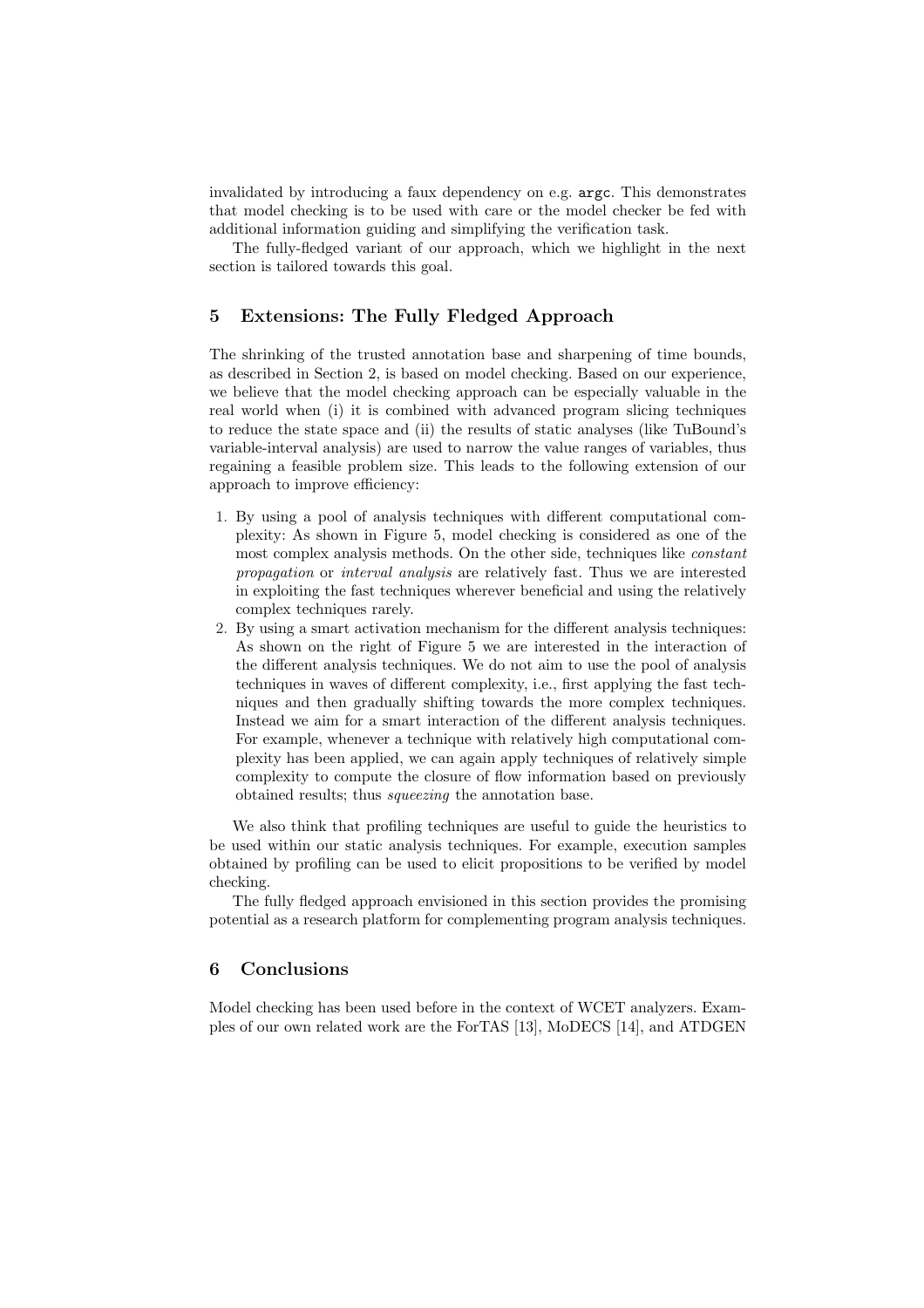invalidated by introducing a faux dependency on e.g. `argc`. This demonstrates that model checking is to be used with care or the model checker be fed with additional information guiding and simplifying the verification task.

The fully-fledged variant of our approach, which we highlight in the next section is tailored towards this goal.

## 5 Extensions: The Fully Fledged Approach

The shrinking of the trusted annotation base and sharpening of time bounds, as described in Section 2, is based on model checking. Based on our experience, we believe that the model checking approach can be especially valuable in the real world when (i) it is combined with advanced program slicing techniques to reduce the state space and (ii) the results of static analyses (like TuBound's variable-interval analysis) are used to narrow the value ranges of variables, thus regaining a feasible problem size. This leads to the following extension of our approach to improve efficiency:

1. By using a pool of analysis techniques with different computational complexity: As shown in Figure 5, model checking is considered as one of the most complex analysis methods. On the other side, techniques like *constant propagation* or *interval analysis* are relatively fast. Thus we are interested in exploiting the fast techniques wherever beneficial and using the relatively complex techniques rarely.
2. By using a smart activation mechanism for the different analysis techniques: As shown on the right of Figure 5 we are interested in the interaction of the different analysis techniques. We do not aim to use the pool of analysis techniques in waves of different complexity, i.e., first applying the fast techniques and then gradually shifting towards the more complex techniques. Instead we aim for a smart interaction of the different analysis techniques. For example, whenever a technique with relatively high computational complexity has been applied, we can again apply techniques of relatively simple complexity to compute the closure of flow information based on previously obtained results; thus *squeezing* the annotation base.

We also think that profiling techniques are useful to guide the heuristics to be used within our static analysis techniques. For example, execution samples obtained by profiling can be used to elicit propositions to be verified by model checking.

The fully fledged approach envisioned in this section provides the promising potential as a research platform for complementing program analysis techniques.

## 6 Conclusions

Model checking has been used before in the context of WCET analyzers. Examples of our own related work are the ForTAS [13], MoDECS [14], and ATDGEN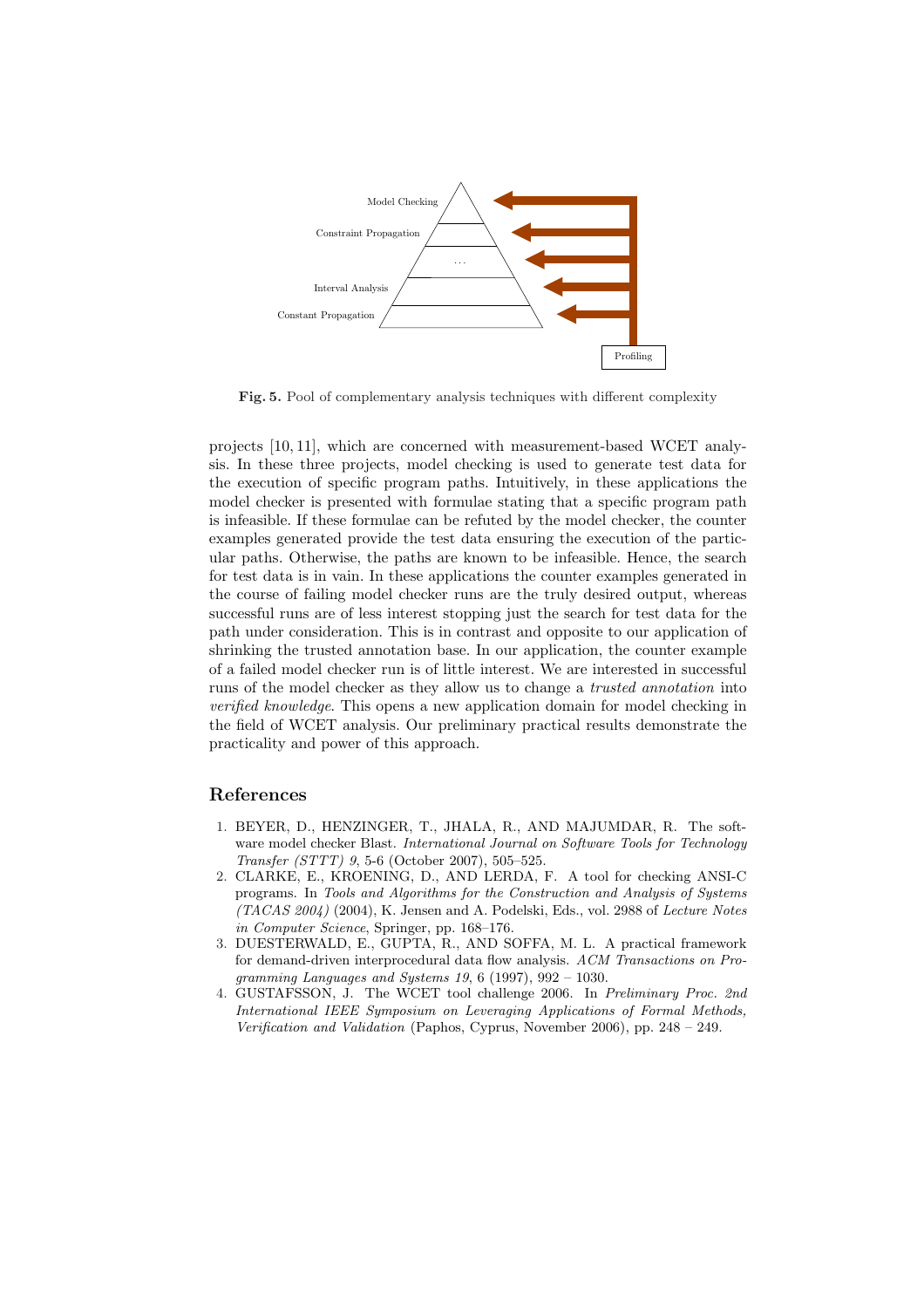Fig. 5. Pool of complementary analysis techniques with different complexity

projects [10, 11], which are concerned with measurement-based WCET analysis. In these three projects, model checking is used to generate test data for the execution of specific program paths. Intuitively, in these applications the model checker is presented with formulae stating that a specific program path is infeasible. If these formulae can be refuted by the model checker, the counter examples generated provide the test data ensuring the execution of the particular paths. Otherwise, the paths are known to be infeasible. Hence, the search for test data is in vain. In these applications the counter examples generated in the course of failing model checker runs are the truly desired output, whereas successful runs are of less interest stopping just the search for test data for the path under consideration. This is in contrast and opposite to our application of shrinking the trusted annotation base. In our application, the counter example of a failed model checker run is of little interest. We are interested in successful runs of the model checker as they allow us to change a *trusted annotation* into *verified knowledge*. This opens a new application domain for model checking in the field of WCET analysis. Our preliminary practical results demonstrate the practicality and power of this approach.

## References

1. BEYER, D., HENZINGER, T., JHALA, R., AND MAJUMDAR, R. The software model checker Blast. *International Journal on Software Tools for Technology Transfer (STTT) 9*, 5-6 (October 2007), 505–525.
2. CLARKE, E., KROENING, D., AND LERDA, F. A tool for checking ANSI-C programs. In *Tools and Algorithms for the Construction and Analysis of Systems (TACAS 2004)* (2004), K. Jensen and A. Podelski, Eds., vol. 2988 of *Lecture Notes in Computer Science*, Springer, pp. 168–176.
3. DUESTERWALD, E., GUPTA, R., AND SOFFA, M. L. A practical framework for demand-driven interprocedural data flow analysis. *ACM Transactions on Programming Languages and Systems 19*, 6 (1997), 992 – 1030.
4. GUSTAFSSON, J. The WCET tool challenge 2006. In *Preliminary Proc. 2nd International IEEE Symposium on Leveraging Applications of Formal Methods, Verification and Validation* (Paphos, Cyprus, November 2006), pp. 248 – 249.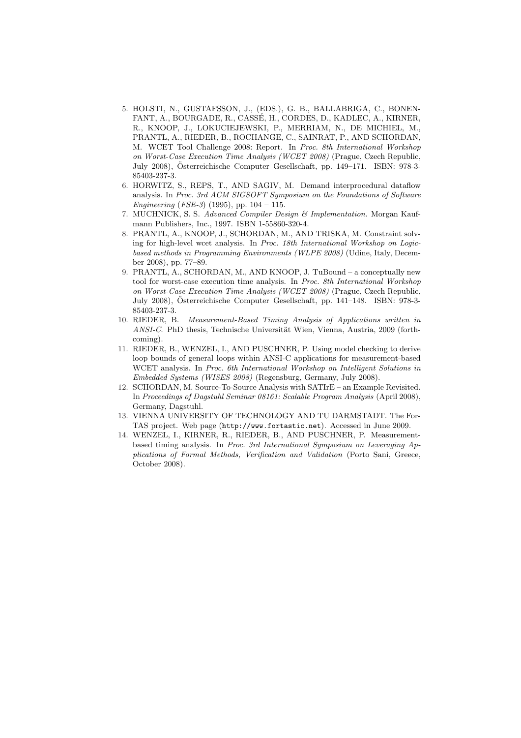5. HOLSTI, N., GUSTAFSSON, J., (EDS.), G. B., BALLABRIGA, C., BONENFANT, A., BOURGADE, R., CASSÉ, H., CORDES, D., KADLEC, A., KIRNER, R., KNOOP, J., LOKUCIEJEWSKI, P., MERRIAM, N., DE MICHIEL, M., PRANTL, A., RIEDER, B., ROCHANGE, C., SAINRAT, P., AND SCHORDAN, M. WCET Tool Challenge 2008: Report. In *Proc. 8th International Workshop on Worst-Case Execution Time Analysis (WCET 2008)* (Prague, Czech Republic, July 2008), Österreichische Computer Gesellschaft, pp. 149–171. ISBN: 978-3-85403-237-3.
6. HORWITZ, S., REPS, T., AND SAGIV, M. Demand interprocedural dataflow analysis. In *Proc. 3rd ACM SIGSOFT Symposium on the Foundations of Software Engineering* (*FSE-3*) (1995), pp. 104 – 115.
7. MUCHNICK, S. S. *Advanced Compiler Design & Implementation*. Morgan Kaufmann Publishers, Inc., 1997. ISBN 1-55860-320-4.
8. PRANTL, A., KNOOP, J., SCHORDAN, M., AND TRISKA, M. Constraint solving for high-level wcet analysis. In *Proc. 18th International Workshop on Logic-based methods in Programming Environments (WLPE 2008)* (Udine, Italy, December 2008), pp. 77–89.
9. PRANTL, A., SCHORDAN, M., AND KNOOP, J. TuBound – a conceptually new tool for worst-case execution time analysis. In *Proc. 8th International Workshop on Worst-Case Execution Time Analysis (WCET 2008)* (Prague, Czech Republic, July 2008), Österreichische Computer Gesellschaft, pp. 141–148. ISBN: 978-3-85403-237-3.
10. RIEDER, B. *Measurement-Based Timing Analysis of Applications written in ANSI-C*. PhD thesis, Technische Universität Wien, Vienna, Austria, 2009 (forthcoming).
11. RIEDER, B., WENZEL, I., AND PUSCHNER, P. Using model checking to derive loop bounds of general loops within ANSI-C applications for measurement-based WCET analysis. In *Proc. 6th International Workshop on Intelligent Solutions in Embedded Systems (WISES 2008)* (Regensburg, Germany, July 2008).
12. SCHORDAN, M. Source-To-Source Analysis with SATIrE – an Example Revisited. In *Proceedings of Dagstuhl Seminar 08161: Scalable Program Analysis* (April 2008), Germany, Dagstuhl.
13. VIENNA UNIVERSITY OF TECHNOLOGY AND TU DARMSTADT. The ForTAS project. Web page (`http://www.fortastic.net`). Accessed in June 2009.
14. WENZEL, I., KIRNER, R., RIEDER, B., AND PUSCHNER, P. Measurement-based timing analysis. In *Proc. 3rd International Symposium on Leveraging Applications of Formal Methods, Verification and Validation* (Porto Sani, Greece, October 2008).